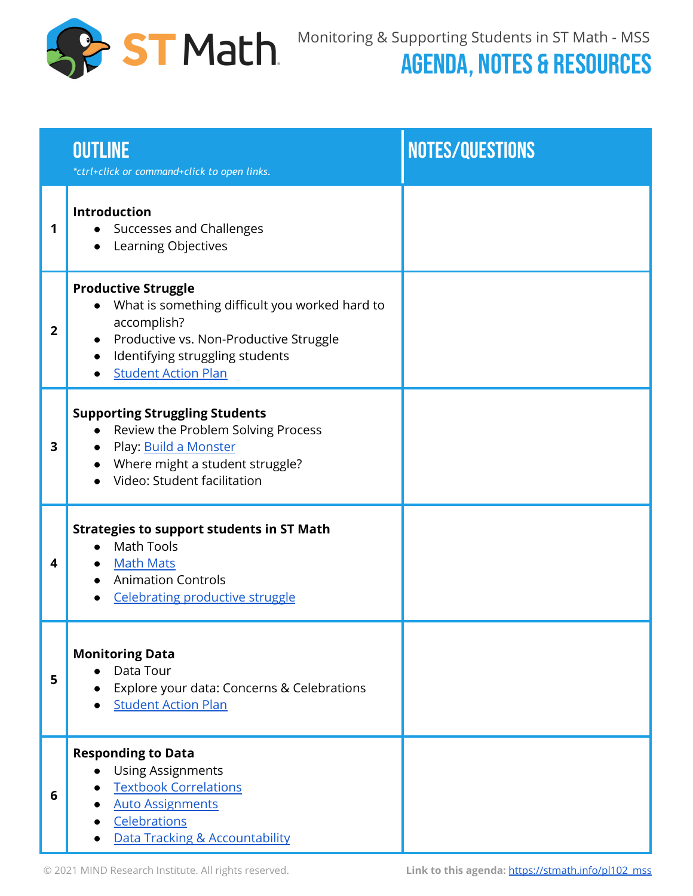ST Math

Monitoring & Supporting Students in ST Math - MSS

# AGENDA, NOTES & RESOURCES

| | OUTLINE<br>*ctrl+click or command+click to open links.* | NOTES/QUESTIONS |
|---|---|---|
| 1 | **Introduction**<br>● Successes and Challenges<br>● Learning Objectives | |
| 2 | **Productive Struggle**<br>● What is something difficult you worked hard to accomplish?<br>● Productive vs. Non-Productive Struggle<br>● Identifying struggling students<br>● Student Action Plan | |
| 3 | **Supporting Struggling Students**<br>● Review the Problem Solving Process<br>● Play: Build a Monster<br>● Where might a student struggle?<br>● Video: Student facilitation | |
| 4 | **Strategies to support students in ST Math**<br>● Math Tools<br>● Math Mats<br>● Animation Controls<br>● Celebrating productive struggle | |
| 5 | **Monitoring Data**<br>● Data Tour<br>● Explore your data: Concerns & Celebrations<br>● Student Action Plan | |
| 6 | **Responding to Data**<br>● Using Assignments<br>● Textbook Correlations<br>● Auto Assignments<br>● Celebrations<br>● Data Tracking & Accountability | |

© 2021 MIND Research Institute. All rights reserved.

**Link to this agenda:** https://stmath.info/pl102_mss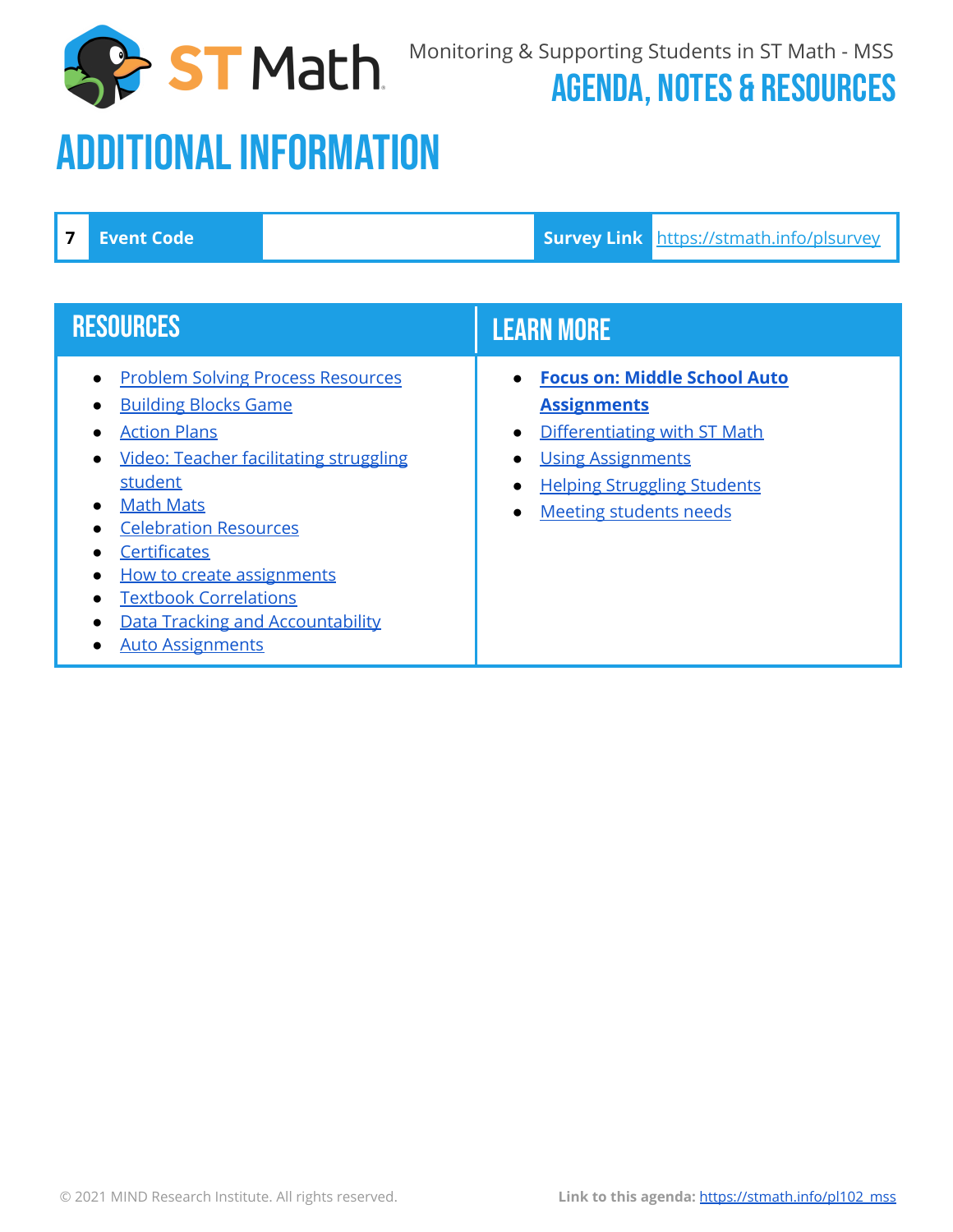# ADDITIONAL INFORMATION

| 7 | Event Code | | Survey Link | https://stmath.info/plsurvey |
|---|---|---|---|---|

## RESOURCES

- Problem Solving Process Resources
- Building Blocks Game
- Action Plans
- Video: Teacher facilitating struggling student
- Math Mats
- Celebration Resources
- Certificates
- How to create assignments
- Textbook Correlations
- Data Tracking and Accountability
- Auto Assignments

## LEARN MORE

- **Focus on: Middle School Auto Assignments**
- Differentiating with ST Math
- Using Assignments
- Helping Struggling Students
- Meeting students needs

© 2021 MIND Research Institute. All rights reserved.

**Link to this agenda:** https://stmath.info/pl102_mss